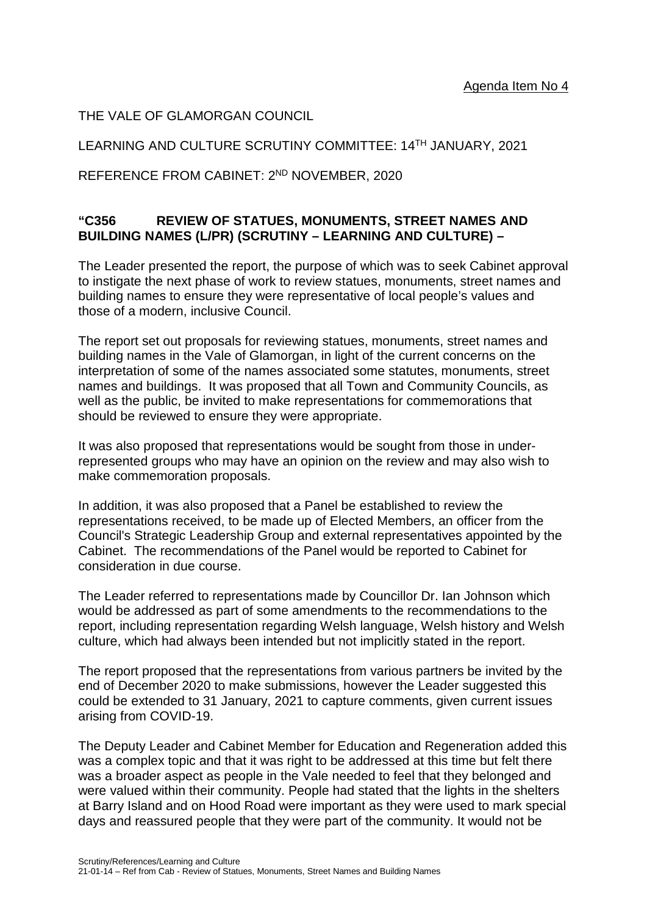Agenda Item No 4

THE VALE OF GLAMORGAN COUNCIL

LEARNING AND CULTURE SCRUTINY COMMITTEE: 14TH JANUARY, 2021

REFERENCE FROM CABINET: 2ND NOVEMBER, 2020

**"C356 REVIEW OF STATUES, MONUMENTS, STREET NAMES AND BUILDING NAMES (L/PR) (SCRUTINY – LEARNING AND CULTURE) –**

The Leader presented the report, the purpose of which was to seek Cabinet approval to instigate the next phase of work to review statues, monuments, street names and building names to ensure they were representative of local people's values and those of a modern, inclusive Council.

The report set out proposals for reviewing statues, monuments, street names and building names in the Vale of Glamorgan, in light of the current concerns on the interpretation of some of the names associated some statutes, monuments, street names and buildings. It was proposed that all Town and Community Councils, as well as the public, be invited to make representations for commemorations that should be reviewed to ensure they were appropriate.

It was also proposed that representations would be sought from those in under-represented groups who may have an opinion on the review and may also wish to make commemoration proposals.

In addition, it was also proposed that a Panel be established to review the representations received, to be made up of Elected Members, an officer from the Council's Strategic Leadership Group and external representatives appointed by the Cabinet. The recommendations of the Panel would be reported to Cabinet for consideration in due course.

The Leader referred to representations made by Councillor Dr. Ian Johnson which would be addressed as part of some amendments to the recommendations to the report, including representation regarding Welsh language, Welsh history and Welsh culture, which had always been intended but not implicitly stated in the report.

The report proposed that the representations from various partners be invited by the end of December 2020 to make submissions, however the Leader suggested this could be extended to 31 January, 2021 to capture comments, given current issues arising from COVID-19.

The Deputy Leader and Cabinet Member for Education and Regeneration added this was a complex topic and that it was right to be addressed at this time but felt there was a broader aspect as people in the Vale needed to feel that they belonged and were valued within their community. People had stated that the lights in the shelters at Barry Island and on Hood Road were important as they were used to mark special days and reassured people that they were part of the community. It would not be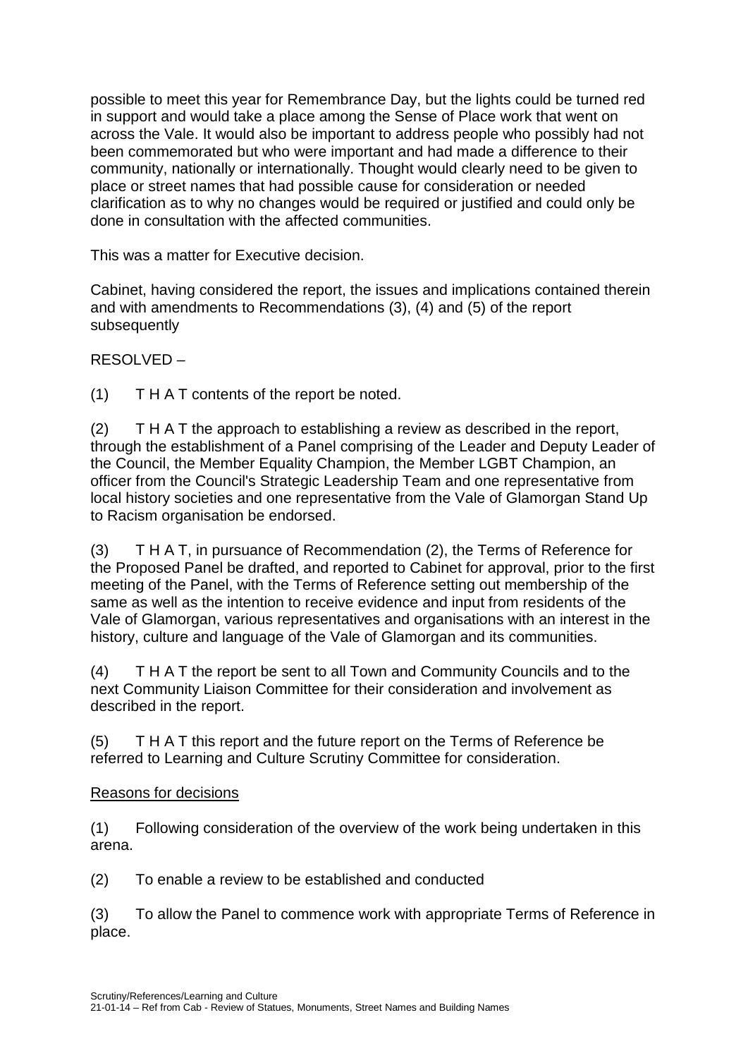possible to meet this year for Remembrance Day, but the lights could be turned red in support and would take a place among the Sense of Place work that went on across the Vale. It would also be important to address people who possibly had not been commemorated but who were important and had made a difference to their community, nationally or internationally. Thought would clearly need to be given to place or street names that had possible cause for consideration or needed clarification as to why no changes would be required or justified and could only be done in consultation with the affected communities.

This was a matter for Executive decision.

Cabinet, having considered the report, the issues and implications contained therein and with amendments to Recommendations (3), (4) and (5) of the report subsequently

RESOLVED –

(1) T H A T contents of the report be noted.

(2) T H A T the approach to establishing a review as described in the report, through the establishment of a Panel comprising of the Leader and Deputy Leader of the Council, the Member Equality Champion, the Member LGBT Champion, an officer from the Council's Strategic Leadership Team and one representative from local history societies and one representative from the Vale of Glamorgan Stand Up to Racism organisation be endorsed.

(3) T H A T, in pursuance of Recommendation (2), the Terms of Reference for the Proposed Panel be drafted, and reported to Cabinet for approval, prior to the first meeting of the Panel, with the Terms of Reference setting out membership of the same as well as the intention to receive evidence and input from residents of the Vale of Glamorgan, various representatives and organisations with an interest in the history, culture and language of the Vale of Glamorgan and its communities.

(4) T H A T the report be sent to all Town and Community Councils and to the next Community Liaison Committee for their consideration and involvement as described in the report.

(5) T H A T this report and the future report on the Terms of Reference be referred to Learning and Culture Scrutiny Committee for consideration.

Reasons for decisions

(1) Following consideration of the overview of the work being undertaken in this arena.

(2) To enable a review to be established and conducted

(3) To allow the Panel to commence work with appropriate Terms of Reference in place.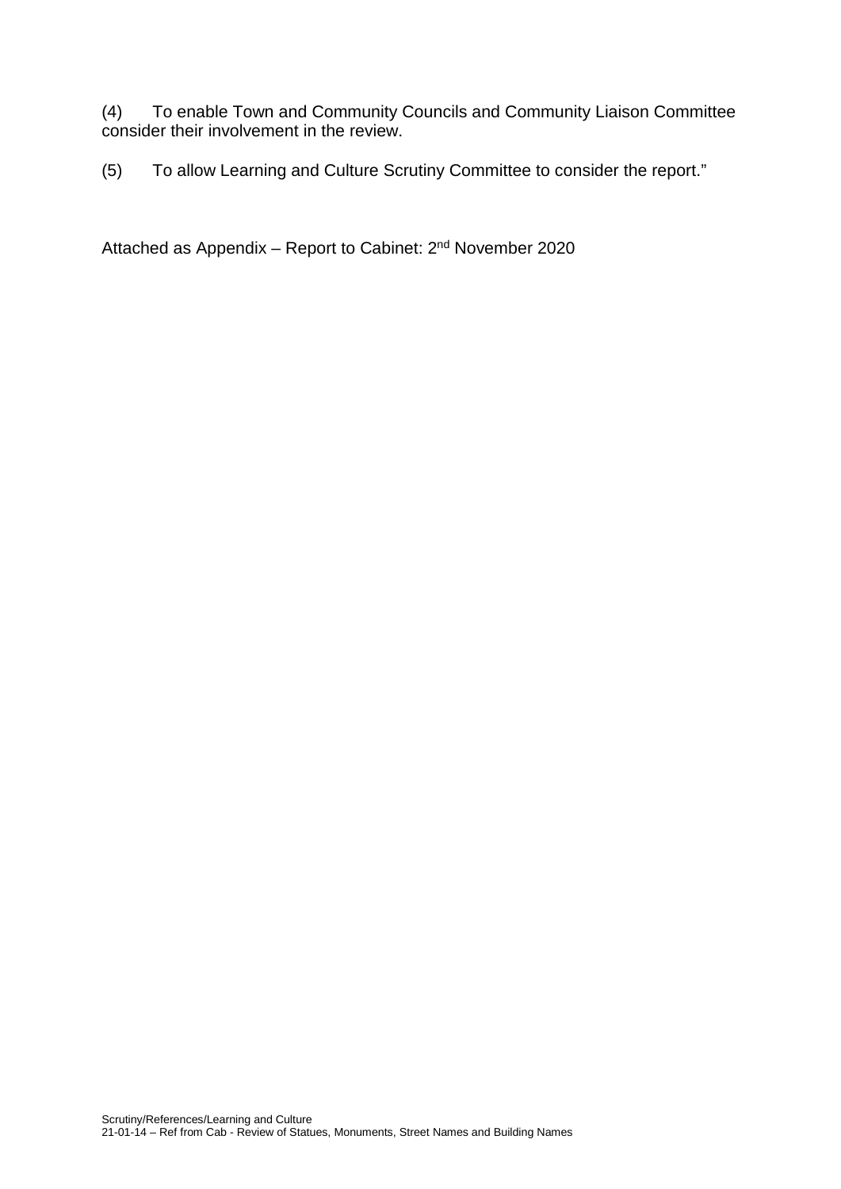(4) To enable Town and Community Councils and Community Liaison Committee consider their involvement in the review.

(5) To allow Learning and Culture Scrutiny Committee to consider the report."

Attached as Appendix – Report to Cabinet: 2nd November 2020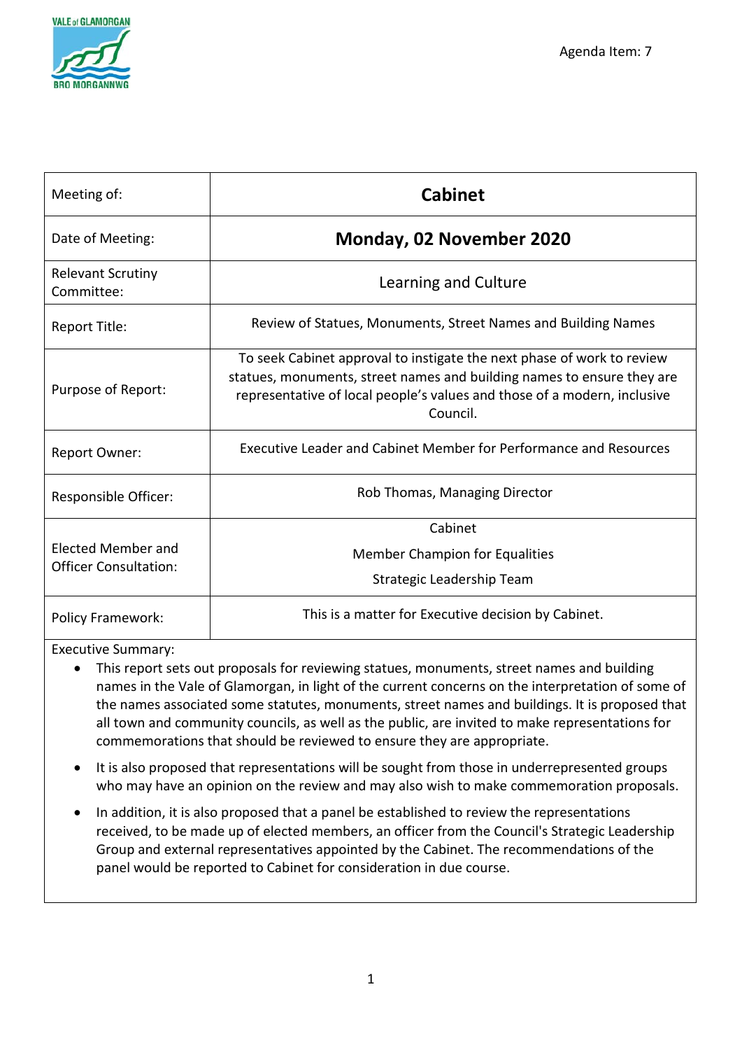Agenda Item: 7

| Meeting of: | **Cabinet** |
| --- | --- |
| Date of Meeting: | **Monday, 02 November 2020** |
| Relevant Scrutiny Committee: | Learning and Culture |
| Report Title: | Review of Statues, Monuments, Street Names and Building Names |
| Purpose of Report: | To seek Cabinet approval to instigate the next phase of work to review statues, monuments, street names and building names to ensure they are representative of local people's values and those of a modern, inclusive Council. |
| Report Owner: | Executive Leader and Cabinet Member for Performance and Resources |
| Responsible Officer: | Rob Thomas, Managing Director |
| Elected Member and Officer Consultation: | Cabinet<br>Member Champion for Equalities<br>Strategic Leadership Team |
| Policy Framework: | This is a matter for Executive decision by Cabinet. |

Executive Summary:

- This report sets out proposals for reviewing statues, monuments, street names and building names in the Vale of Glamorgan, in light of the current concerns on the interpretation of some of the names associated some statutes, monuments, street names and buildings. It is proposed that all town and community councils, as well as the public, are invited to make representations for commemorations that should be reviewed to ensure they are appropriate.
- It is also proposed that representations will be sought from those in underrepresented groups who may have an opinion on the review and may also wish to make commemoration proposals.
- In addition, it is also proposed that a panel be established to review the representations received, to be made up of elected members, an officer from the Council's Strategic Leadership Group and external representatives appointed by the Cabinet. The recommendations of the panel would be reported to Cabinet for consideration in due course.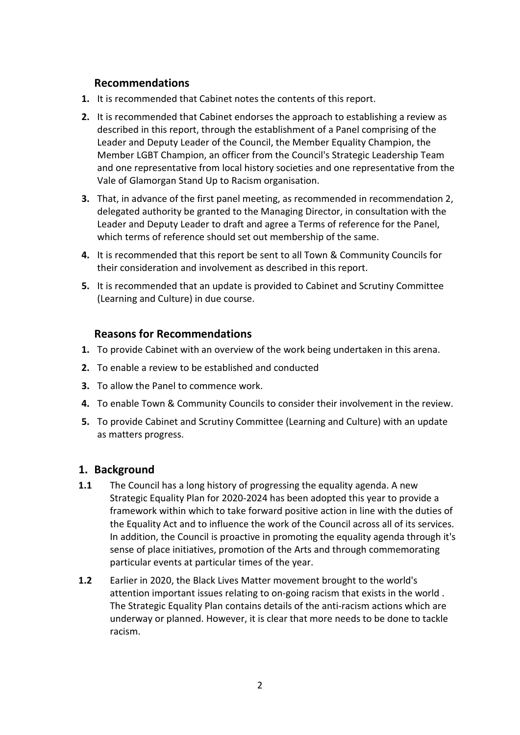## Recommendations

1. It is recommended that Cabinet notes the contents of this report.
2. It is recommended that Cabinet endorses the approach to establishing a review as described in this report, through the establishment of a Panel comprising of the Leader and Deputy Leader of the Council, the Member Equality Champion, the Member LGBT Champion, an officer from the Council's Strategic Leadership Team and one representative from local history societies and one representative from the Vale of Glamorgan Stand Up to Racism organisation.
3. That, in advance of the first panel meeting, as recommended in recommendation 2, delegated authority be granted to the Managing Director, in consultation with the Leader and Deputy Leader to draft and agree a Terms of reference for the Panel, which terms of reference should set out membership of the same.
4. It is recommended that this report be sent to all Town & Community Councils for their consideration and involvement as described in this report.
5. It is recommended that an update is provided to Cabinet and Scrutiny Committee (Learning and Culture) in due course.

## Reasons for Recommendations

1. To provide Cabinet with an overview of the work being undertaken in this arena.
2. To enable a review to be established and conducted
3. To allow the Panel to commence work.
4. To enable Town & Community Councils to consider their involvement in the review.
5. To provide Cabinet and Scrutiny Committee (Learning and Culture) with an update as matters progress.

## 1. Background

**1.1** The Council has a long history of progressing the equality agenda. A new Strategic Equality Plan for 2020-2024 has been adopted this year to provide a framework within which to take forward positive action in line with the duties of the Equality Act and to influence the work of the Council across all of its services. In addition, the Council is proactive in promoting the equality agenda through it's sense of place initiatives, promotion of the Arts and through commemorating particular events at particular times of the year.

**1.2** Earlier in 2020, the Black Lives Matter movement brought to the world's attention important issues relating to on-going racism that exists in the world . The Strategic Equality Plan contains details of the anti-racism actions which are underway or planned. However, it is clear that more needs to be done to tackle racism.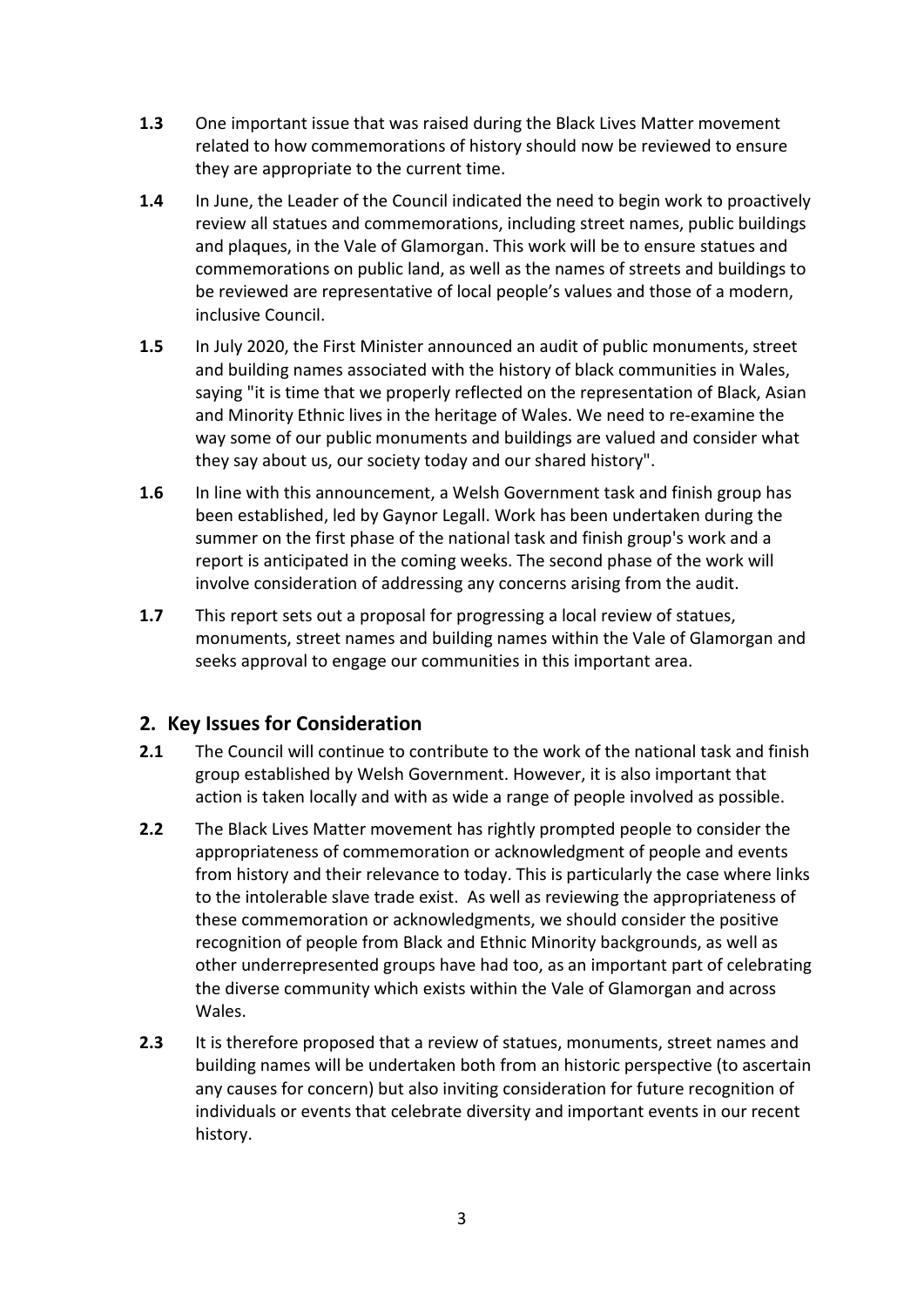**1.3** One important issue that was raised during the Black Lives Matter movement related to how commemorations of history should now be reviewed to ensure they are appropriate to the current time.

**1.4** In June, the Leader of the Council indicated the need to begin work to proactively review all statues and commemorations, including street names, public buildings and plaques, in the Vale of Glamorgan. This work will be to ensure statues and commemorations on public land, as well as the names of streets and buildings to be reviewed are representative of local people's values and those of a modern, inclusive Council.

**1.5** In July 2020, the First Minister announced an audit of public monuments, street and building names associated with the history of black communities in Wales, saying "it is time that we properly reflected on the representation of Black, Asian and Minority Ethnic lives in the heritage of Wales. We need to re-examine the way some of our public monuments and buildings are valued and consider what they say about us, our society today and our shared history".

**1.6** In line with this announcement, a Welsh Government task and finish group has been established, led by Gaynor Legall. Work has been undertaken during the summer on the first phase of the national task and finish group's work and a report is anticipated in the coming weeks. The second phase of the work will involve consideration of addressing any concerns arising from the audit.

**1.7** This report sets out a proposal for progressing a local review of statues, monuments, street names and building names within the Vale of Glamorgan and seeks approval to engage our communities in this important area.

## 2. Key Issues for Consideration

**2.1** The Council will continue to contribute to the work of the national task and finish group established by Welsh Government. However, it is also important that action is taken locally and with as wide a range of people involved as possible.

**2.2** The Black Lives Matter movement has rightly prompted people to consider the appropriateness of commemoration or acknowledgment of people and events from history and their relevance to today. This is particularly the case where links to the intolerable slave trade exist. As well as reviewing the appropriateness of these commemoration or acknowledgments, we should consider the positive recognition of people from Black and Ethnic Minority backgrounds, as well as other underrepresented groups have had too, as an important part of celebrating the diverse community which exists within the Vale of Glamorgan and across Wales.

**2.3** It is therefore proposed that a review of statues, monuments, street names and building names will be undertaken both from an historic perspective (to ascertain any causes for concern) but also inviting consideration for future recognition of individuals or events that celebrate diversity and important events in our recent history.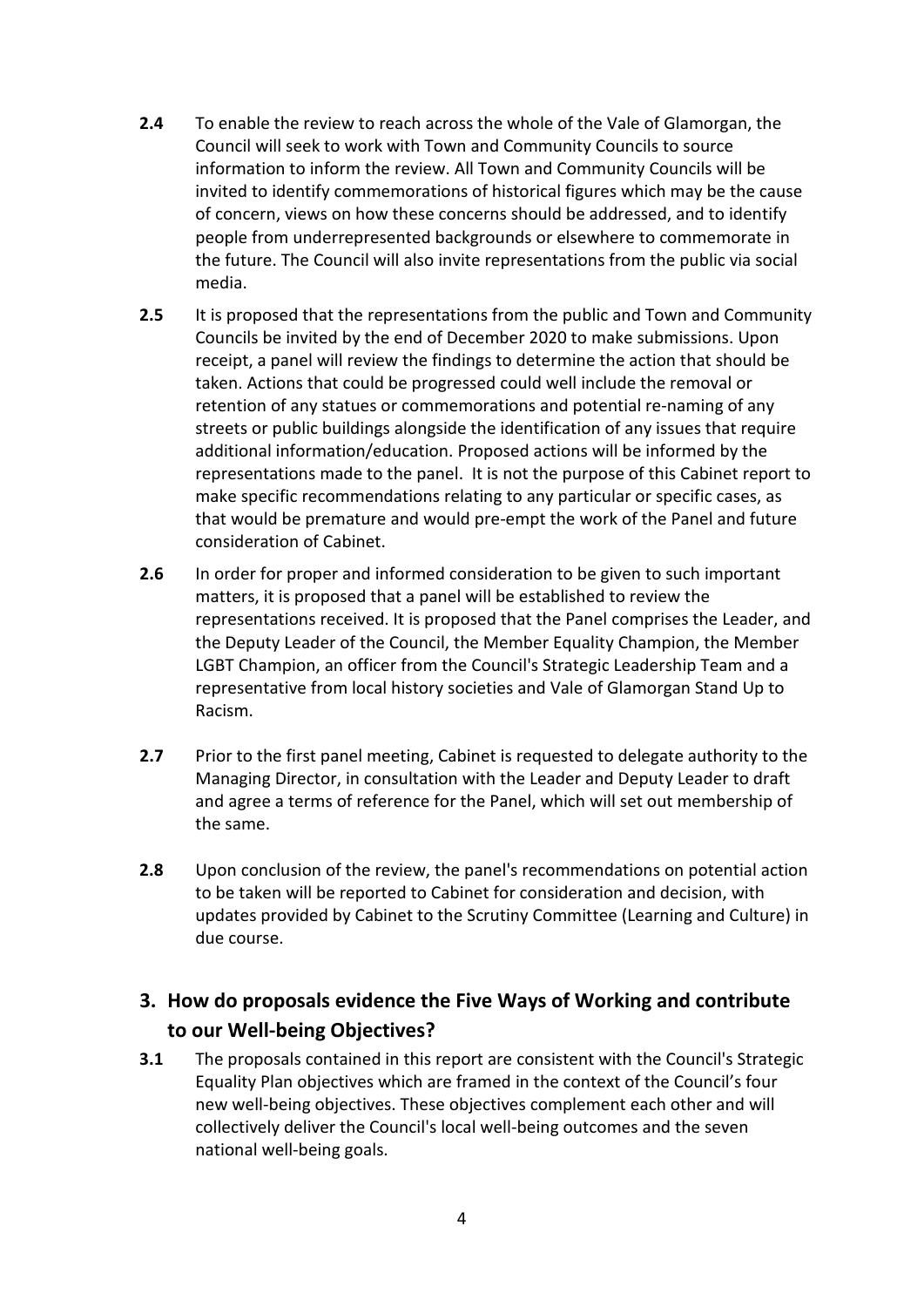**2.4** To enable the review to reach across the whole of the Vale of Glamorgan, the Council will seek to work with Town and Community Councils to source information to inform the review. All Town and Community Councils will be invited to identify commemorations of historical figures which may be the cause of concern, views on how these concerns should be addressed, and to identify people from underrepresented backgrounds or elsewhere to commemorate in the future. The Council will also invite representations from the public via social media.

**2.5** It is proposed that the representations from the public and Town and Community Councils be invited by the end of December 2020 to make submissions. Upon receipt, a panel will review the findings to determine the action that should be taken. Actions that could be progressed could well include the removal or retention of any statues or commemorations and potential re-naming of any streets or public buildings alongside the identification of any issues that require additional information/education. Proposed actions will be informed by the representations made to the panel. It is not the purpose of this Cabinet report to make specific recommendations relating to any particular or specific cases, as that would be premature and would pre-empt the work of the Panel and future consideration of Cabinet.

**2.6** In order for proper and informed consideration to be given to such important matters, it is proposed that a panel will be established to review the representations received. It is proposed that the Panel comprises the Leader, and the Deputy Leader of the Council, the Member Equality Champion, the Member LGBT Champion, an officer from the Council's Strategic Leadership Team and a representative from local history societies and Vale of Glamorgan Stand Up to Racism.

**2.7** Prior to the first panel meeting, Cabinet is requested to delegate authority to the Managing Director, in consultation with the Leader and Deputy Leader to draft and agree a terms of reference for the Panel, which will set out membership of the same.

**2.8** Upon conclusion of the review, the panel's recommendations on potential action to be taken will be reported to Cabinet for consideration and decision, with updates provided by Cabinet to the Scrutiny Committee (Learning and Culture) in due course.

## 3. How do proposals evidence the Five Ways of Working and contribute to our Well-being Objectives?

**3.1** The proposals contained in this report are consistent with the Council's Strategic Equality Plan objectives which are framed in the context of the Council's four new well-being objectives. These objectives complement each other and will collectively deliver the Council's local well-being outcomes and the seven national well-being goals.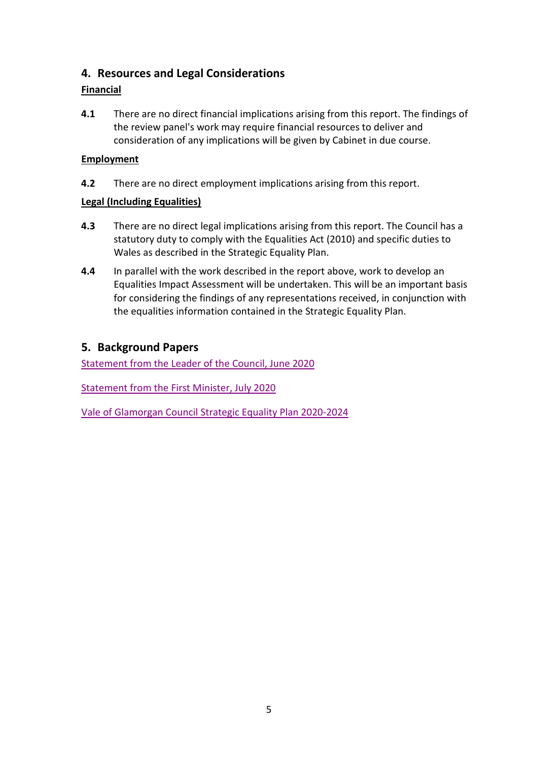## 4. Resources and Legal Considerations

### Financial

**4.1** There are no direct financial implications arising from this report. The findings of the review panel's work may require financial resources to deliver and consideration of any implications will be given by Cabinet in due course.

### Employment

**4.2** There are no direct employment implications arising from this report.

### Legal (Including Equalities)

**4.3** There are no direct legal implications arising from this report. The Council has a statutory duty to comply with the Equalities Act (2010) and specific duties to Wales as described in the Strategic Equality Plan.

**4.4** In parallel with the work described in the report above, work to develop an Equalities Impact Assessment will be undertaken. This will be an important basis for considering the findings of any representations received, in conjunction with the equalities information contained in the Strategic Equality Plan.

## 5. Background Papers

Statement from the Leader of the Council, June 2020

Statement from the First Minister, July 2020

Vale of Glamorgan Council Strategic Equality Plan 2020-2024